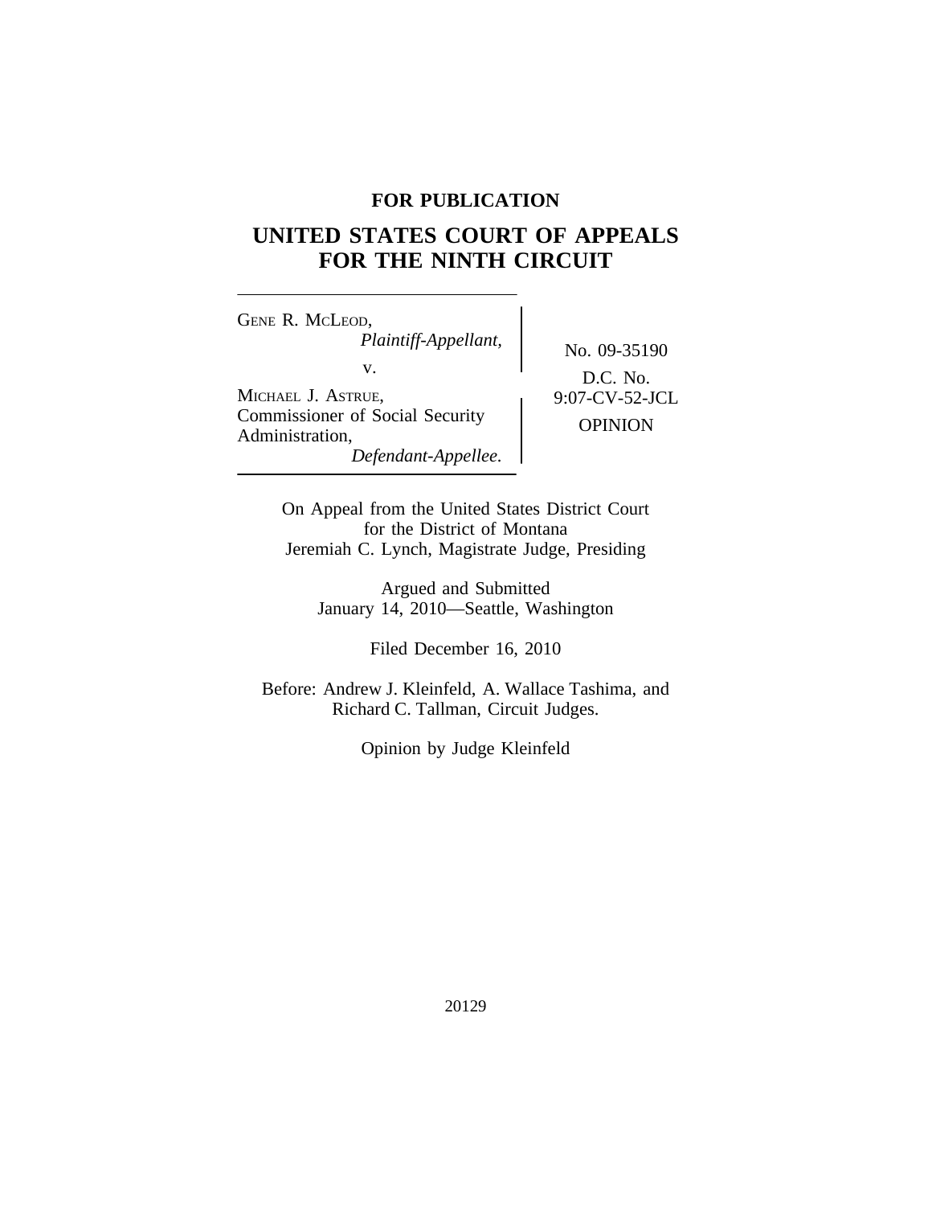**FOR PUBLICATION**

# UNITED STATES COURT OF APPEALS FOR THE NINTH CIRCUIT

GENE R. MCLEOD,
*Plaintiff-Appellant,*

v.

MICHAEL J. ASTRUE, Commissioner of Social Security Administration,
*Defendant-Appellee.*

No. 09-35190

D.C. No. 9:07-CV-52-JCL

OPINION

On Appeal from the United States District Court for the District of Montana
Jeremiah C. Lynch, Magistrate Judge, Presiding

Argued and Submitted
January 14, 2010—Seattle, Washington

Filed December 16, 2010

Before: Andrew J. Kleinfeld, A. Wallace Tashima, and Richard C. Tallman, Circuit Judges.

Opinion by Judge Kleinfeld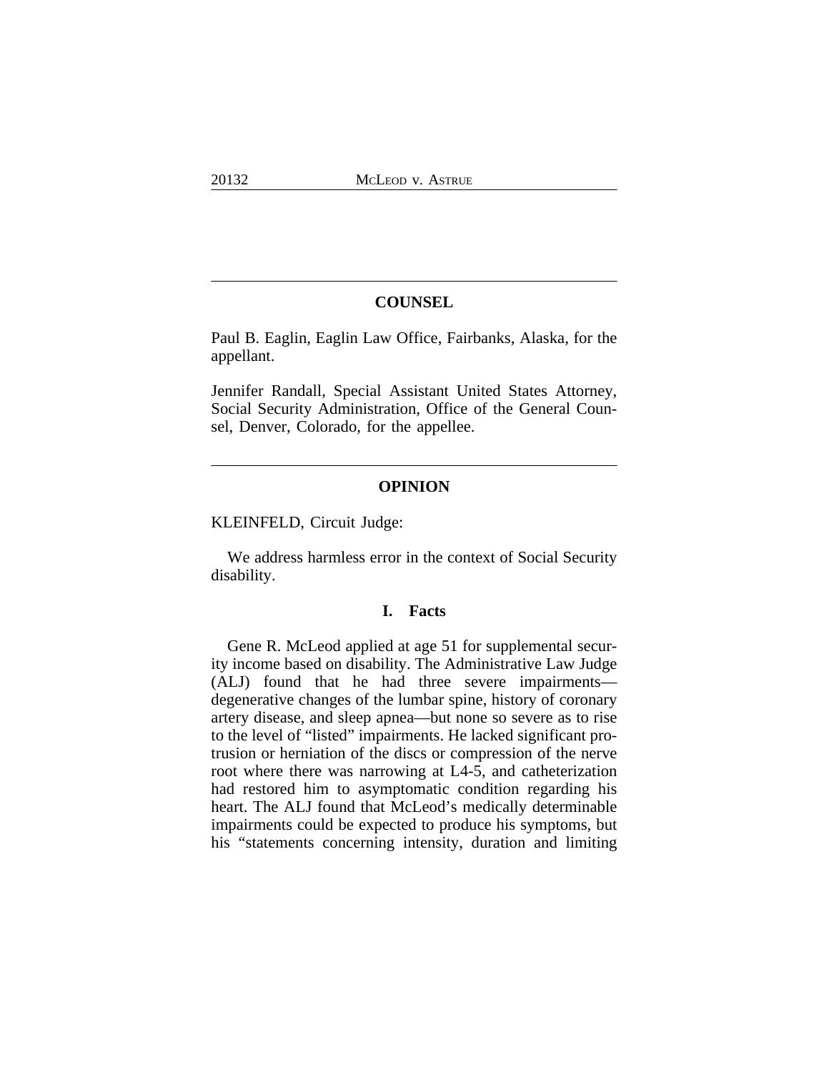## COUNSEL

Paul B. Eaglin, Eaglin Law Office, Fairbanks, Alaska, for the appellant.

Jennifer Randall, Special Assistant United States Attorney, Social Security Administration, Office of the General Counsel, Denver, Colorado, for the appellee.

## OPINION

KLEINFELD, Circuit Judge:

We address harmless error in the context of Social Security disability.

### I. Facts

Gene R. McLeod applied at age 51 for supplemental security income based on disability. The Administrative Law Judge (ALJ) found that he had three severe impairments—degenerative changes of the lumbar spine, history of coronary artery disease, and sleep apnea—but none so severe as to rise to the level of "listed" impairments. He lacked significant protrusion or herniation of the discs or compression of the nerve root where there was narrowing at L4-5, and catheterization had restored him to asymptomatic condition regarding his heart. The ALJ found that McLeod's medically determinable impairments could be expected to produce his symptoms, but his "statements concerning intensity, duration and limiting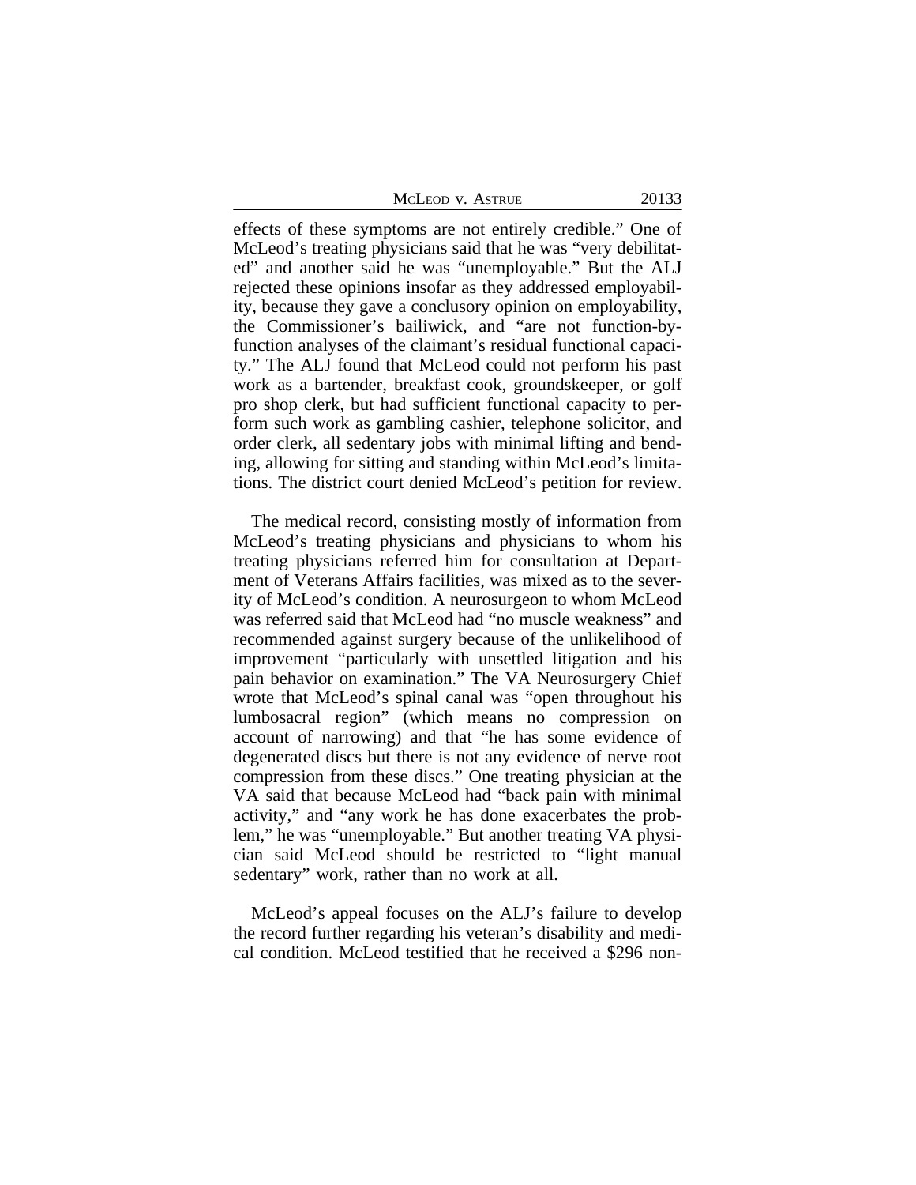effects of these symptoms are not entirely credible." One of McLeod's treating physicians said that he was "very debilitated" and another said he was "unemployable." But the ALJ rejected these opinions insofar as they addressed employability, because they gave a conclusory opinion on employability, the Commissioner's bailiwick, and "are not function-by-function analyses of the claimant's residual functional capacity." The ALJ found that McLeod could not perform his past work as a bartender, breakfast cook, groundskeeper, or golf pro shop clerk, but had sufficient functional capacity to perform such work as gambling cashier, telephone solicitor, and order clerk, all sedentary jobs with minimal lifting and bending, allowing for sitting and standing within McLeod's limitations. The district court denied McLeod's petition for review.

The medical record, consisting mostly of information from McLeod's treating physicians and physicians to whom his treating physicians referred him for consultation at Department of Veterans Affairs facilities, was mixed as to the severity of McLeod's condition. A neurosurgeon to whom McLeod was referred said that McLeod had "no muscle weakness" and recommended against surgery because of the unlikelihood of improvement "particularly with unsettled litigation and his pain behavior on examination." The VA Neurosurgery Chief wrote that McLeod's spinal canal was "open throughout his lumbosacral region" (which means no compression on account of narrowing) and that "he has some evidence of degenerated discs but there is not any evidence of nerve root compression from these discs." One treating physician at the VA said that because McLeod had "back pain with minimal activity," and "any work he has done exacerbates the problem," he was "unemployable." But another treating VA physician said McLeod should be restricted to "light manual sedentary" work, rather than no work at all.

McLeod's appeal focuses on the ALJ's failure to develop the record further regarding his veteran's disability and medical condition. McLeod testified that he received a $296 non-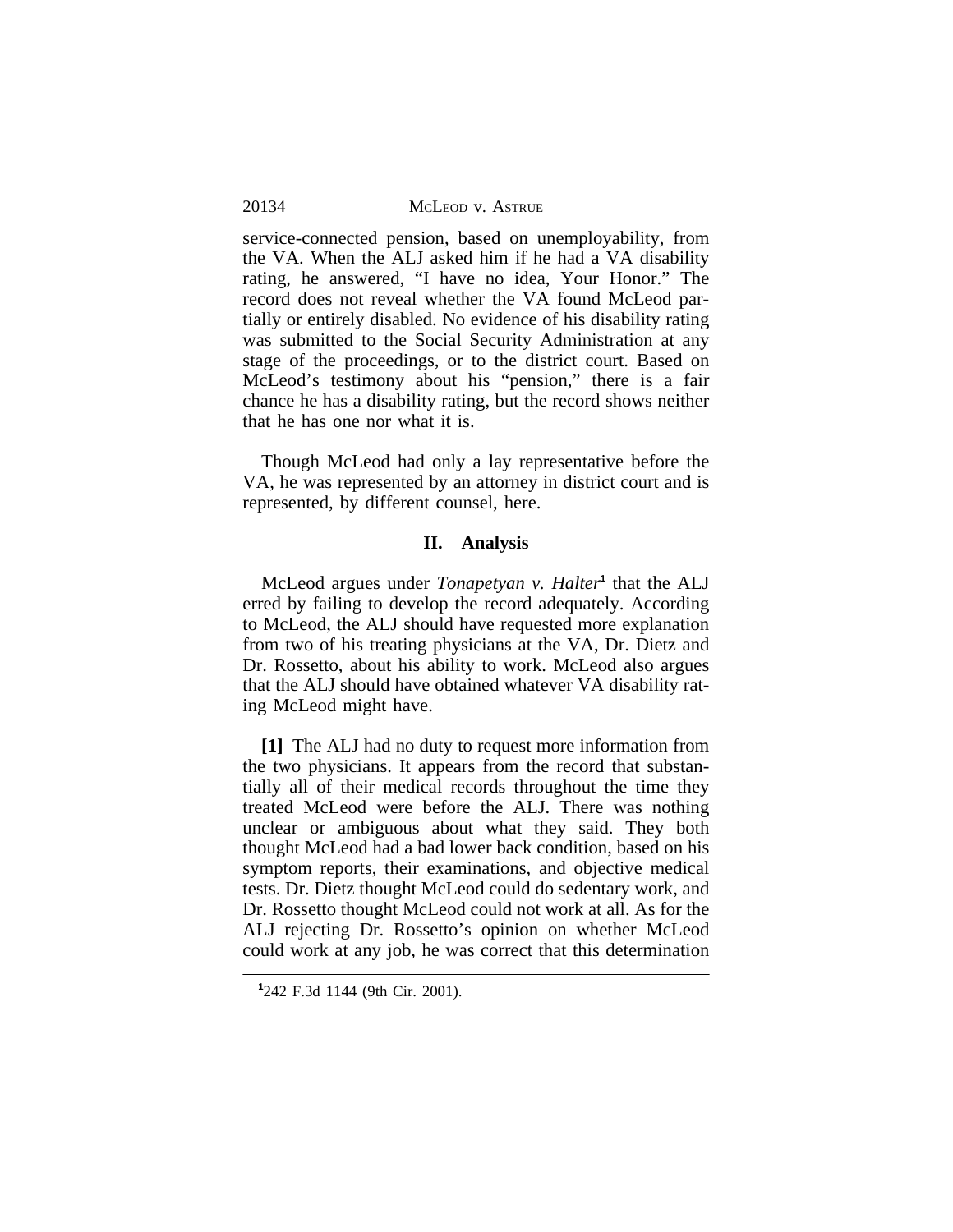service-connected pension, based on unemployability, from the VA. When the ALJ asked him if he had a VA disability rating, he answered, "I have no idea, Your Honor." The record does not reveal whether the VA found McLeod partially or entirely disabled. No evidence of his disability rating was submitted to the Social Security Administration at any stage of the proceedings, or to the district court. Based on McLeod's testimony about his "pension," there is a fair chance he has a disability rating, but the record shows neither that he has one nor what it is.

Though McLeod had only a lay representative before the VA, he was represented by an attorney in district court and is represented, by different counsel, here.

## II. Analysis

McLeod argues under *Tonapetyan v. Halter*[1] that the ALJ erred by failing to develop the record adequately. According to McLeod, the ALJ should have requested more explanation from two of his treating physicians at the VA, Dr. Dietz and Dr. Rossetto, about his ability to work. McLeod also argues that the ALJ should have obtained whatever VA disability rating McLeod might have.

**[1]** The ALJ had no duty to request more information from the two physicians. It appears from the record that substantially all of their medical records throughout the time they treated McLeod were before the ALJ. There was nothing unclear or ambiguous about what they said. They both thought McLeod had a bad lower back condition, based on his symptom reports, their examinations, and objective medical tests. Dr. Dietz thought McLeod could do sedentary work, and Dr. Rossetto thought McLeod could not work at all. As for the ALJ rejecting Dr. Rossetto's opinion on whether McLeod could work at any job, he was correct that this determination

[1] 242 F.3d 1144 (9th Cir. 2001).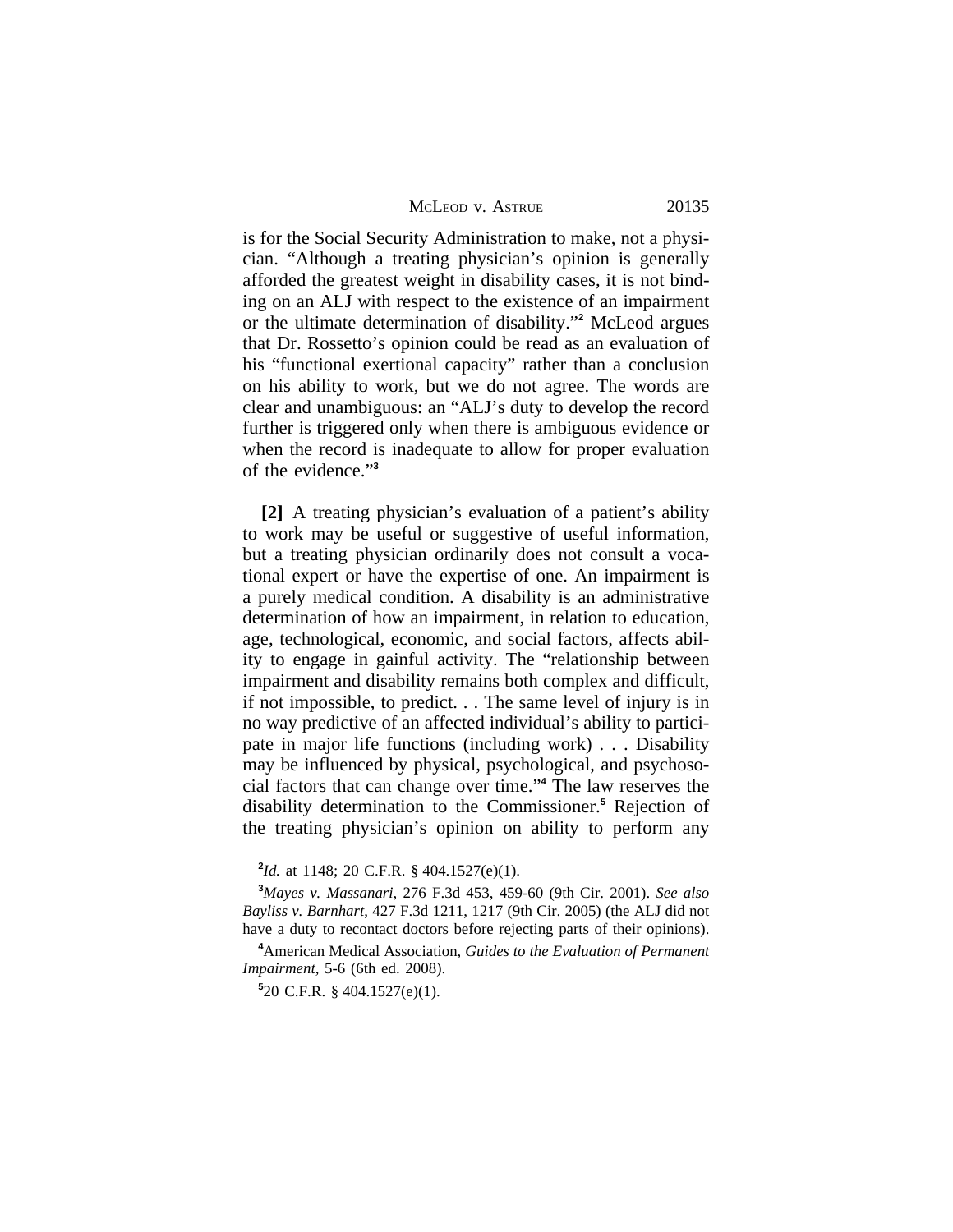is for the Social Security Administration to make, not a physician. "Although a treating physician's opinion is generally afforded the greatest weight in disability cases, it is not binding on an ALJ with respect to the existence of an impairment or the ultimate determination of disability."[2] McLeod argues that Dr. Rossetto's opinion could be read as an evaluation of his "functional exertional capacity" rather than a conclusion on his ability to work, but we do not agree. The words are clear and unambiguous: an "ALJ's duty to develop the record further is triggered only when there is ambiguous evidence or when the record is inadequate to allow for proper evaluation of the evidence."[3]

**[2]** A treating physician's evaluation of a patient's ability to work may be useful or suggestive of useful information, but a treating physician ordinarily does not consult a vocational expert or have the expertise of one. An impairment is a purely medical condition. A disability is an administrative determination of how an impairment, in relation to education, age, technological, economic, and social factors, affects ability to engage in gainful activity. The "relationship between impairment and disability remains both complex and difficult, if not impossible, to predict. . . The same level of injury is in no way predictive of an affected individual's ability to participate in major life functions (including work) . . . Disability may be influenced by physical, psychological, and psychosocial factors that can change over time."[4] The law reserves the disability determination to the Commissioner.[5] Rejection of the treating physician's opinion on ability to perform any

---

[2] *Id.* at 1148; 20 C.F.R. § 404.1527(e)(1).

[3] *Mayes v. Massanari*, 276 F.3d 453, 459-60 (9th Cir. 2001). *See also Bayliss v. Barnhart*, 427 F.3d 1211, 1217 (9th Cir. 2005) (the ALJ did not have a duty to recontact doctors before rejecting parts of their opinions).

[4] American Medical Association, *Guides to the Evaluation of Permanent Impairment*, 5-6 (6th ed. 2008).

[5] 20 C.F.R. § 404.1527(e)(1).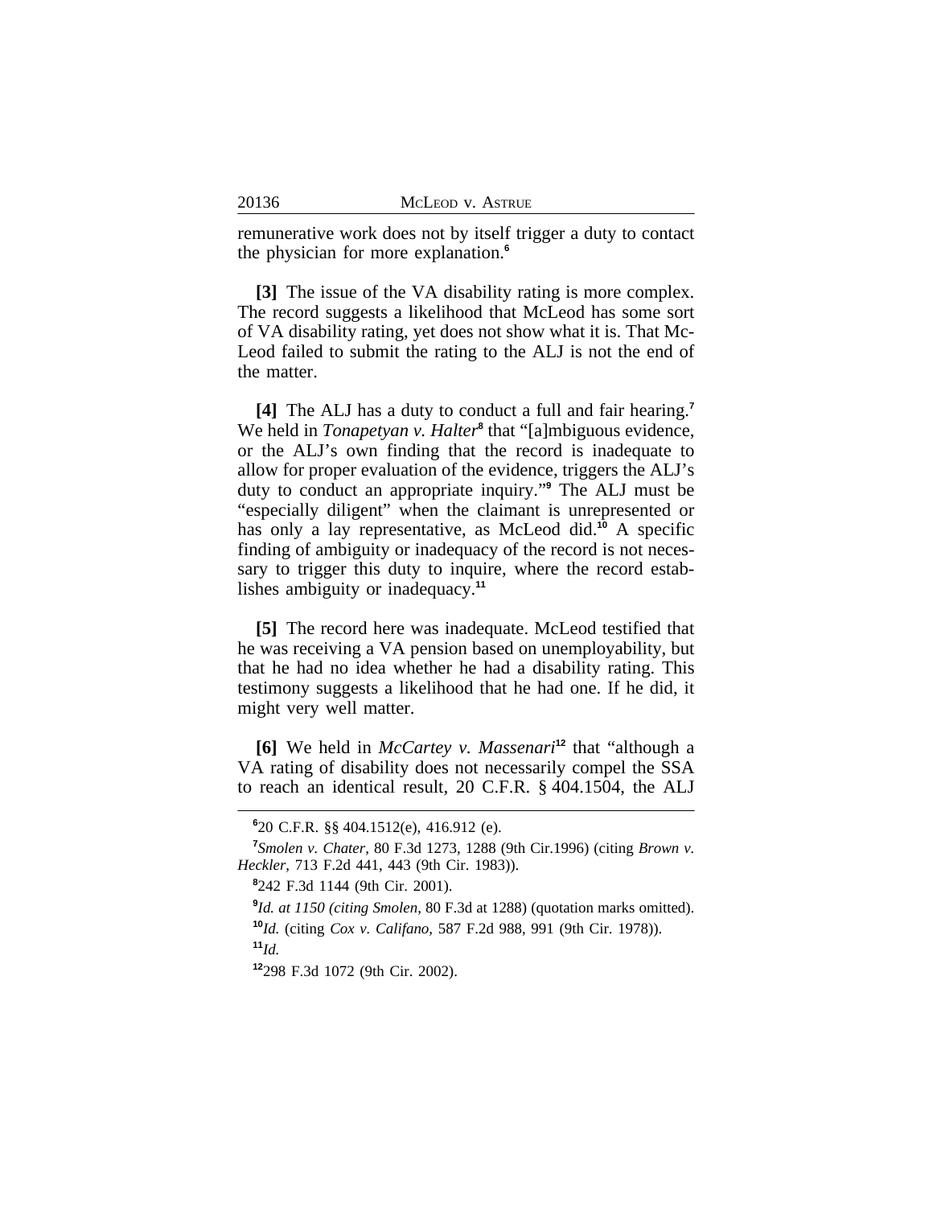remunerative work does not by itself trigger a duty to contact the physician for more explanation.[6]

**[3]** The issue of the VA disability rating is more complex. The record suggests a likelihood that McLeod has some sort of VA disability rating, yet does not show what it is. That McLeod failed to submit the rating to the ALJ is not the end of the matter.

**[4]** The ALJ has a duty to conduct a full and fair hearing.[7] We held in *Tonapetyan v. Halter*[8] that "[a]mbiguous evidence, or the ALJ's own finding that the record is inadequate to allow for proper evaluation of the evidence, triggers the ALJ's duty to conduct an appropriate inquiry."[9] The ALJ must be "especially diligent" when the claimant is unrepresented or has only a lay representative, as McLeod did.[10] A specific finding of ambiguity or inadequacy of the record is not necessary to trigger this duty to inquire, where the record establishes ambiguity or inadequacy.[11]

**[5]** The record here was inadequate. McLeod testified that he was receiving a VA pension based on unemployability, but that he had no idea whether he had a disability rating. This testimony suggests a likelihood that he had one. If he did, it might very well matter.

**[6]** We held in *McCartey v. Massenari*[12] that "although a VA rating of disability does not necessarily compel the SSA to reach an identical result, 20 C.F.R. § 404.1504, the ALJ

---

[6] 20 C.F.R. §§ 404.1512(e), 416.912 (e).

[7] *Smolen v. Chater*, 80 F.3d 1273, 1288 (9th Cir.1996) (citing *Brown v. Heckler*, 713 F.2d 441, 443 (9th Cir. 1983)).

[8] 242 F.3d 1144 (9th Cir. 2001).

[9] *Id. at 1150 (citing Smolen*, 80 F.3d at 1288) (quotation marks omitted).

[10] *Id.* (citing *Cox v. Califano*, 587 F.2d 988, 991 (9th Cir. 1978)).

[11] *Id.*

[12] 298 F.3d 1072 (9th Cir. 2002).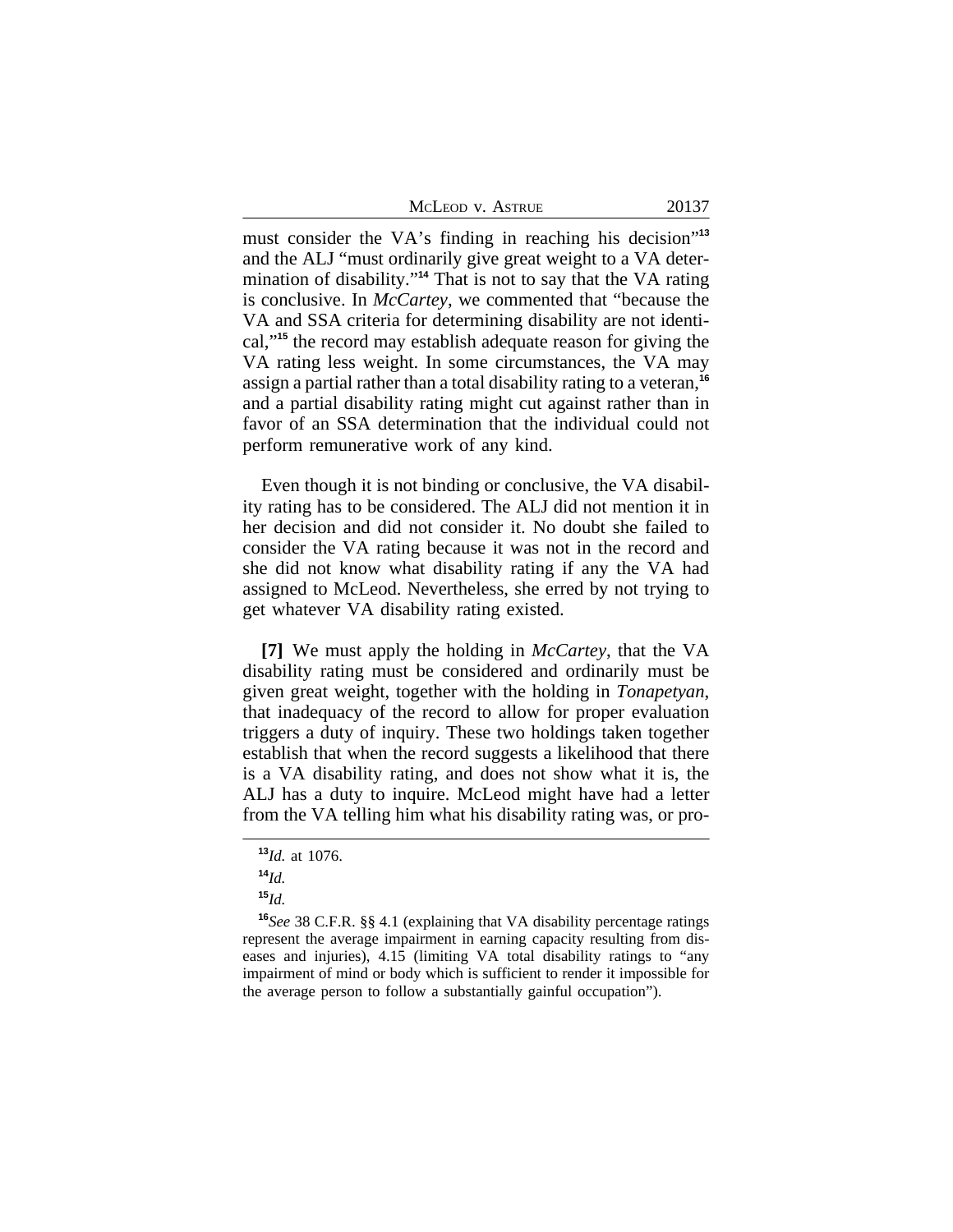must consider the VA's finding in reaching his decision"[13] and the ALJ "must ordinarily give great weight to a VA determination of disability."[14] That is not to say that the VA rating is conclusive. In *McCartey*, we commented that "because the VA and SSA criteria for determining disability are not identical,"[15] the record may establish adequate reason for giving the VA rating less weight. In some circumstances, the VA may assign a partial rather than a total disability rating to a veteran,[16] and a partial disability rating might cut against rather than in favor of an SSA determination that the individual could not perform remunerative work of any kind.

Even though it is not binding or conclusive, the VA disability rating has to be considered. The ALJ did not mention it in her decision and did not consider it. No doubt she failed to consider the VA rating because it was not in the record and she did not know what disability rating if any the VA had assigned to McLeod. Nevertheless, she erred by not trying to get whatever VA disability rating existed.

**[7]** We must apply the holding in *McCartey*, that the VA disability rating must be considered and ordinarily must be given great weight, together with the holding in *Tonapetyan*, that inadequacy of the record to allow for proper evaluation triggers a duty of inquiry. These two holdings taken together establish that when the record suggests a likelihood that there is a VA disability rating, and does not show what it is, the ALJ has a duty to inquire. McLeod might have had a letter from the VA telling him what his disability rating was, or pro-

---

[13] *Id.* at 1076.

[14] *Id.*

[15] *Id.*

[16] *See* 38 C.F.R. §§ 4.1 (explaining that VA disability percentage ratings represent the average impairment in earning capacity resulting from diseases and injuries), 4.15 (limiting VA total disability ratings to "any impairment of mind or body which is sufficient to render it impossible for the average person to follow a substantially gainful occupation").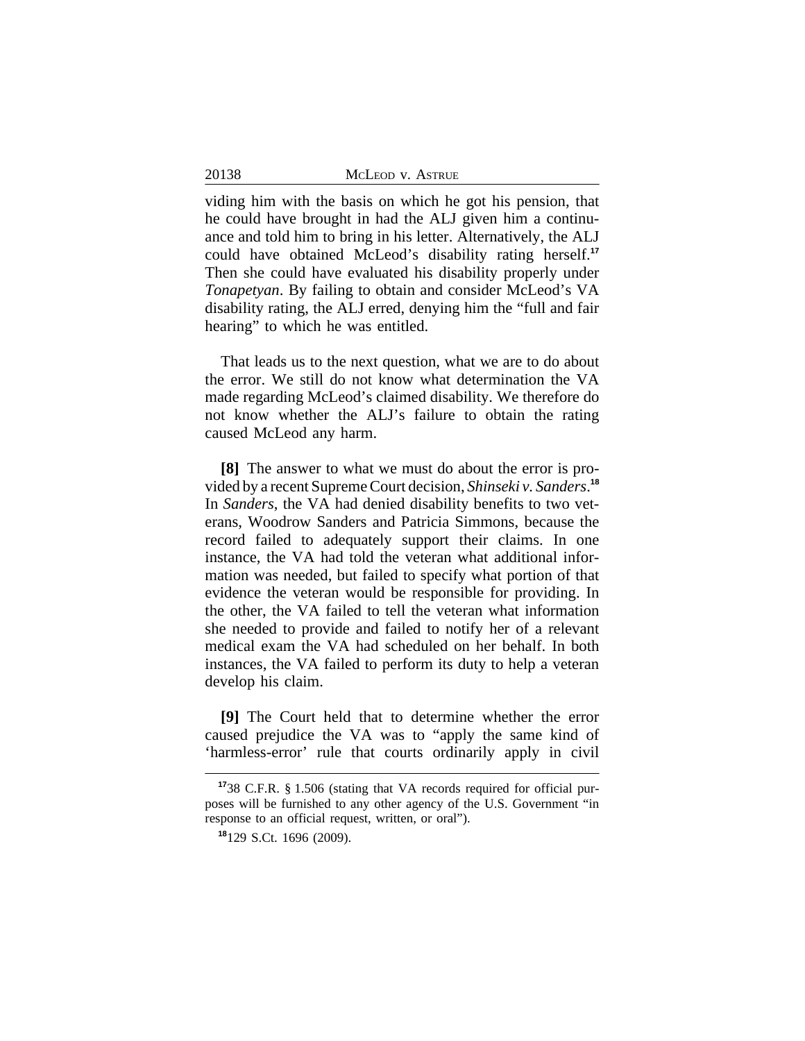viding him with the basis on which he got his pension, that he could have brought in had the ALJ given him a continuance and told him to bring in his letter. Alternatively, the ALJ could have obtained McLeod's disability rating herself.[17] Then she could have evaluated his disability properly under *Tonapetyan*. By failing to obtain and consider McLeod's VA disability rating, the ALJ erred, denying him the "full and fair hearing" to which he was entitled.

That leads us to the next question, what we are to do about the error. We still do not know what determination the VA made regarding McLeod's claimed disability. We therefore do not know whether the ALJ's failure to obtain the rating caused McLeod any harm.

**[8]** The answer to what we must do about the error is provided by a recent Supreme Court decision, *Shinseki v. Sanders*.[18] In *Sanders*, the VA had denied disability benefits to two veterans, Woodrow Sanders and Patricia Simmons, because the record failed to adequately support their claims. In one instance, the VA had told the veteran what additional information was needed, but failed to specify what portion of that evidence the veteran would be responsible for providing. In the other, the VA failed to tell the veteran what information she needed to provide and failed to notify her of a relevant medical exam the VA had scheduled on her behalf. In both instances, the VA failed to perform its duty to help a veteran develop his claim.

**[9]** The Court held that to determine whether the error caused prejudice the VA was to "apply the same kind of 'harmless-error' rule that courts ordinarily apply in civil

---

[17] 38 C.F.R. § 1.506 (stating that VA records required for official purposes will be furnished to any other agency of the U.S. Government "in response to an official request, written, or oral").

[18] 129 S.Ct. 1696 (2009).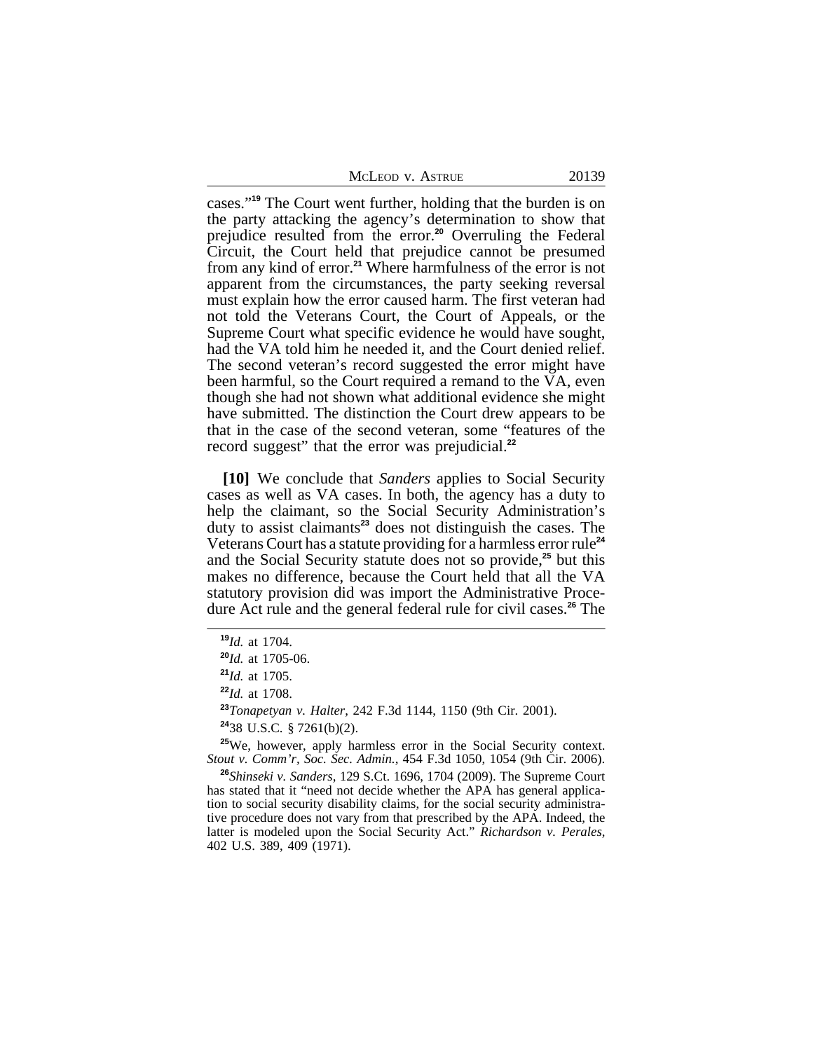cases."[19] The Court went further, holding that the burden is on the party attacking the agency's determination to show that prejudice resulted from the error.[20] Overruling the Federal Circuit, the Court held that prejudice cannot be presumed from any kind of error.[21] Where harmfulness of the error is not apparent from the circumstances, the party seeking reversal must explain how the error caused harm. The first veteran had not told the Veterans Court, the Court of Appeals, or the Supreme Court what specific evidence he would have sought, had the VA told him he needed it, and the Court denied relief. The second veteran's record suggested the error might have been harmful, so the Court required a remand to the VA, even though she had not shown what additional evidence she might have submitted. The distinction the Court drew appears to be that in the case of the second veteran, some "features of the record suggest" that the error was prejudicial.[22]

**[10]** We conclude that *Sanders* applies to Social Security cases as well as VA cases. In both, the agency has a duty to help the claimant, so the Social Security Administration's duty to assist claimants[23] does not distinguish the cases. The Veterans Court has a statute providing for a harmless error rule[24] and the Social Security statute does not so provide,[25] but this makes no difference, because the Court held that all the VA statutory provision did was import the Administrative Procedure Act rule and the general federal rule for civil cases.[26] The

---

[19] *Id.* at 1704.

[20] *Id.* at 1705-06.

[21] *Id.* at 1705.

[22] *Id.* at 1708.

[23] *Tonapetyan v. Halter*, 242 F.3d 1144, 1150 (9th Cir. 2001).

[24] 38 U.S.C. § 7261(b)(2).

[25] We, however, apply harmless error in the Social Security context. *Stout v. Comm'r, Soc. Sec. Admin.*, 454 F.3d 1050, 1054 (9th Cir. 2006).

[26] *Shinseki v. Sanders*, 129 S.Ct. 1696, 1704 (2009). The Supreme Court has stated that it "need not decide whether the APA has general application to social security disability claims, for the social security administrative procedure does not vary from that prescribed by the APA. Indeed, the latter is modeled upon the Social Security Act." *Richardson v. Perales*, 402 U.S. 389, 409 (1971).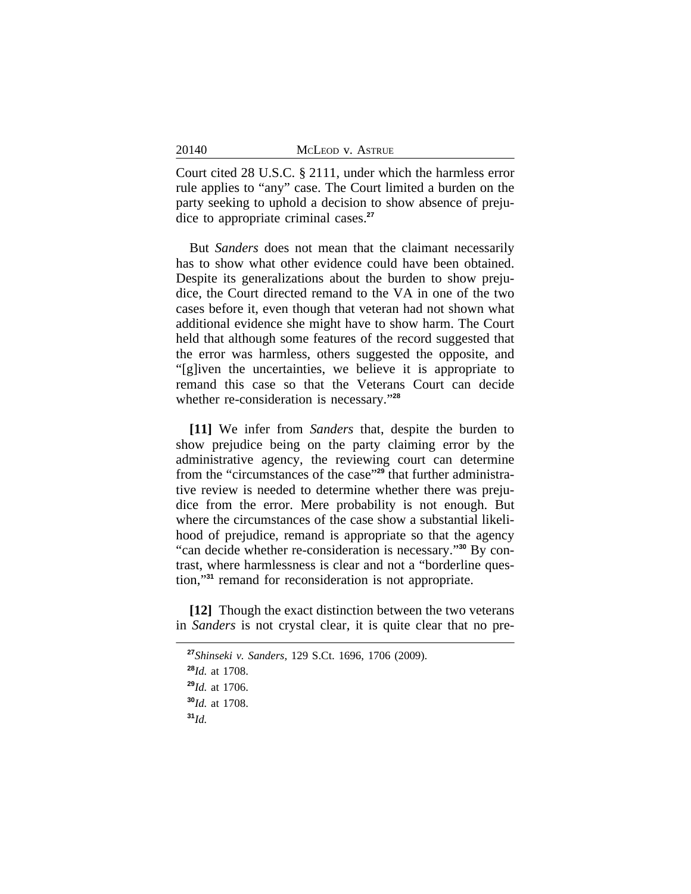Court cited 28 U.S.C. § 2111, under which the harmless error rule applies to "any" case. The Court limited a burden on the party seeking to uphold a decision to show absence of prejudice to appropriate criminal cases.[27]

But *Sanders* does not mean that the claimant necessarily has to show what other evidence could have been obtained. Despite its generalizations about the burden to show prejudice, the Court directed remand to the VA in one of the two cases before it, even though that veteran had not shown what additional evidence she might have to show harm. The Court held that although some features of the record suggested that the error was harmless, others suggested the opposite, and "[g]iven the uncertainties, we believe it is appropriate to remand this case so that the Veterans Court can decide whether re-consideration is necessary."[28]

**[11]** We infer from *Sanders* that, despite the burden to show prejudice being on the party claiming error by the administrative agency, the reviewing court can determine from the "circumstances of the case"[29] that further administrative review is needed to determine whether there was prejudice from the error. Mere probability is not enough. But where the circumstances of the case show a substantial likelihood of prejudice, remand is appropriate so that the agency "can decide whether re-consideration is necessary."[30] By contrast, where harmlessness is clear and not a "borderline question,"[31] remand for reconsideration is not appropriate.

**[12]** Though the exact distinction between the two veterans in *Sanders* is not crystal clear, it is quite clear that no pre-

---

[27]*Shinseki v. Sanders*, 129 S.Ct. 1696, 1706 (2009).

[28]*Id.* at 1708.

[29]*Id.* at 1706.

[30]*Id.* at 1708.

[31]*Id.*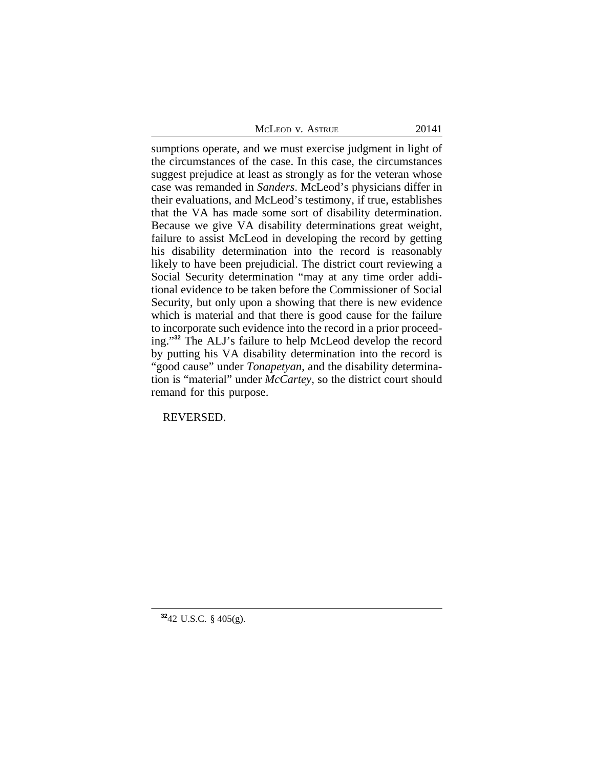sumptions operate, and we must exercise judgment in light of the circumstances of the case. In this case, the circumstances suggest prejudice at least as strongly as for the veteran whose case was remanded in *Sanders*. McLeod's physicians differ in their evaluations, and McLeod's testimony, if true, establishes that the VA has made some sort of disability determination. Because we give VA disability determinations great weight, failure to assist McLeod in developing the record by getting his disability determination into the record is reasonably likely to have been prejudicial. The district court reviewing a Social Security determination "may at any time order additional evidence to be taken before the Commissioner of Social Security, but only upon a showing that there is new evidence which is material and that there is good cause for the failure to incorporate such evidence into the record in a prior proceeding."[32] The ALJ's failure to help McLeod develop the record by putting his VA disability determination into the record is "good cause" under *Tonapetyan*, and the disability determination is "material" under *McCartey*, so the district court should remand for this purpose.

REVERSED.

---

[32] 42 U.S.C. § 405(g).